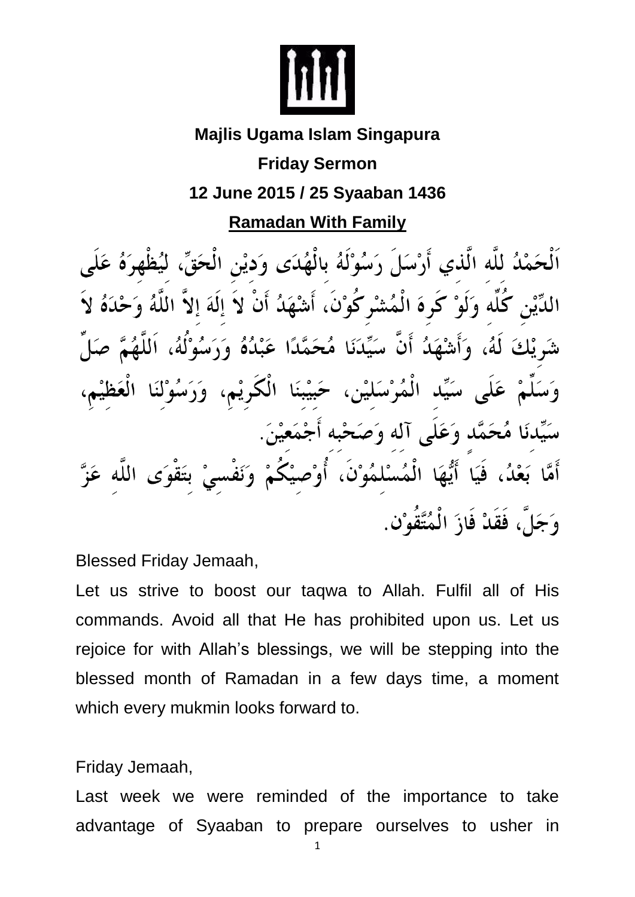**Majlis Ugama Islam Singapura**

**Friday Sermon**

**12 June 2015 / 25 Syaaban 1436**

## Ramadan With Family

اَلْحَمْدُ للَّه الَّذي أَرْسَلَ رَسُوْلَهُ بالْهُدَى وَديْنِ الْحَقِّ، لِيُظْهِرَهُ عَلَى الدِّيْنِ كُلِّه وَلَوْ كَرِهَ الْمُشْرِكُوْنَ، أَشْهَدُ أَنْ لاَ إِلَهَ إلاَّ اللَّهُ وَحْدَهُ لاَ شَرِيْكَ لَهُ، وَأَشْهَدُ أَنَّ سَيِّدَنَا مُحَمَّدًا عَبْدُهُ وَرَسُوْلُهُ، اَللَّهُمَّ صَلِّ وَسَلِّمْ عَلَى سَيِّد الْمُرْسَلِيْن، حَبِيْبِنَا الْكَرِيْمِ، وَرَسُوْلِنَا الْعَظِيْمِ، سَيِّدِنَا مُحَمَّد وَعَلَى آله وَصَحْبه أَجْمَعِيْنَ.

أَمَّا بَعْدُ، فَيَا أَيُّهَا الْمُسْلِمُوْنَ، أُوْصِيْكُمْ وَنَفْسِيْ بِتَقْوَى اللَّهِ عَزَّ وَجَلَّ، فَقَدْ فَازَ الْمُتَّقُوْن.

Blessed Friday Jemaah,

Let us strive to boost our taqwa to Allah. Fulfil all of His commands. Avoid all that He has prohibited upon us. Let us rejoice for with Allah's blessings, we will be stepping into the blessed month of Ramadan in a few days time, a moment which every mukmin looks forward to.

Friday Jemaah,

Last week we were reminded of the importance to take advantage of Syaaban to prepare ourselves to usher in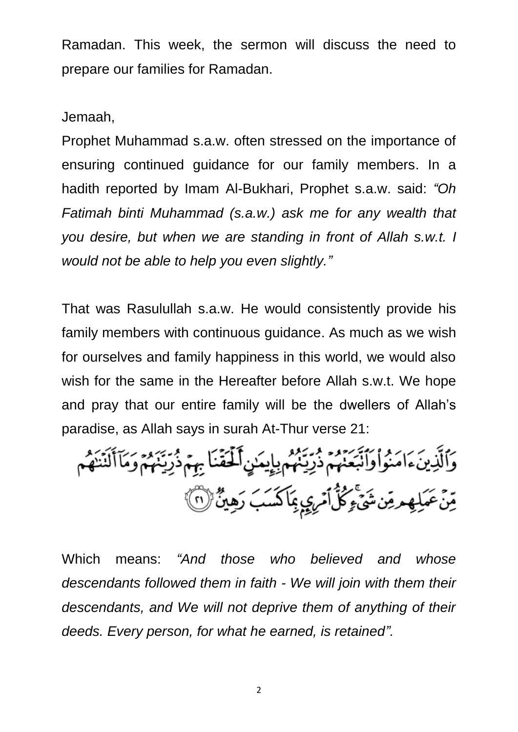Ramadan. This week, the sermon will discuss the need to prepare our families for Ramadan.

Jemaah,

Prophet Muhammad s.a.w. often stressed on the importance of ensuring continued guidance for our family members. In a hadith reported by Imam Al-Bukhari, Prophet s.a.w. said: *"Oh Fatimah binti Muhammad (s.a.w.) ask me for any wealth that you desire, but when we are standing in front of Allah s.w.t. I would not be able to help you even slightly."*

That was Rasulullah s.a.w. He would consistently provide his family members with continuous guidance. As much as we wish for ourselves and family happiness in this world, we would also wish for the same in the Hereafter before Allah s.w.t. We hope and pray that our entire family will be the dwellers of Allah's paradise, as Allah says in surah At-Thur verse 21:

وَٱلَّذِينَ ءَامَنُوا۟ وَٱتَّبَعَتْهُمْ ذُرِّيَّتُهُم بِإِيمَٰنٍ أَلْحَقْنَا بِهِمْ ذُرِّيَّتَهُمْ وَمَآ أَلَتْنَٰهُم مِّنْ عَمَلِهِم مِّن شَىْءٍ ۚ كُلُّ ٱمْرِئٍۭ بِمَا كَسَبَ رَهِينٌ ﴿٢١﴾

Which means: *"And those who believed and whose descendants followed them in faith - We will join with them their descendants, and We will not deprive them of anything of their deeds. Every person, for what he earned, is retained".*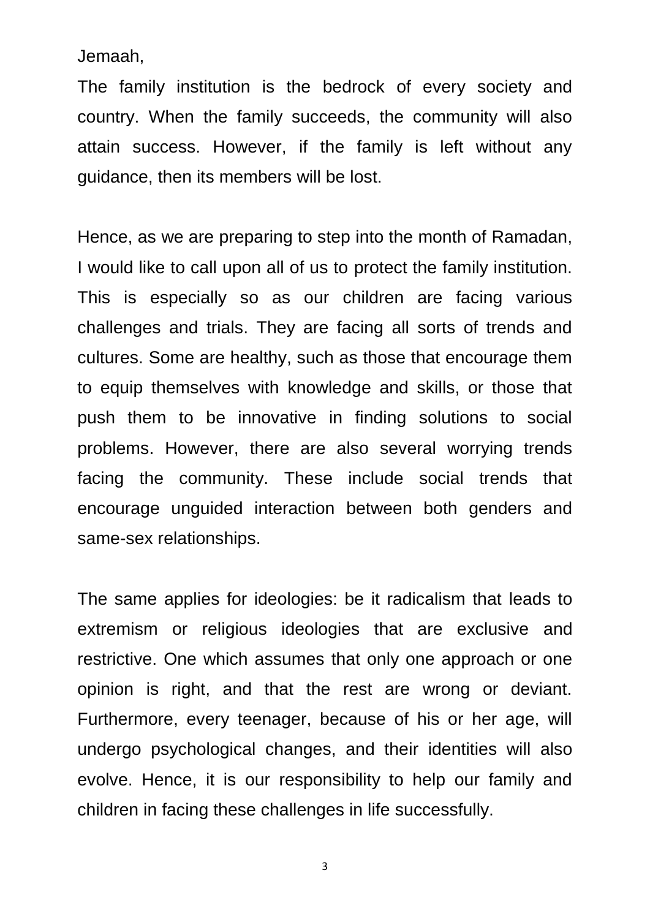Jemaah,

The family institution is the bedrock of every society and country. When the family succeeds, the community will also attain success. However, if the family is left without any guidance, then its members will be lost.

Hence, as we are preparing to step into the month of Ramadan, I would like to call upon all of us to protect the family institution. This is especially so as our children are facing various challenges and trials. They are facing all sorts of trends and cultures. Some are healthy, such as those that encourage them to equip themselves with knowledge and skills, or those that push them to be innovative in finding solutions to social problems. However, there are also several worrying trends facing the community. These include social trends that encourage unguided interaction between both genders and same-sex relationships.

The same applies for ideologies: be it radicalism that leads to extremism or religious ideologies that are exclusive and restrictive. One which assumes that only one approach or one opinion is right, and that the rest are wrong or deviant. Furthermore, every teenager, because of his or her age, will undergo psychological changes, and their identities will also evolve. Hence, it is our responsibility to help our family and children in facing these challenges in life successfully.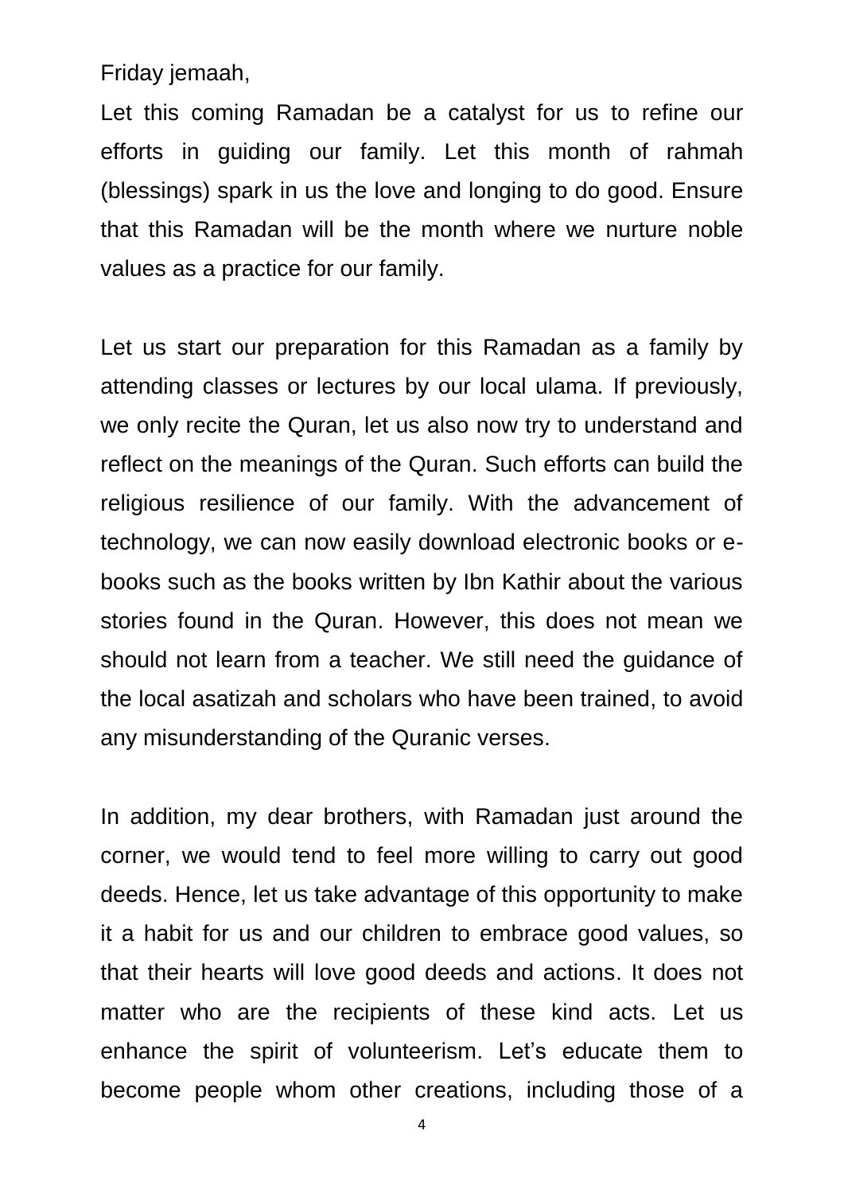Friday jemaah,

Let this coming Ramadan be a catalyst for us to refine our efforts in guiding our family. Let this month of rahmah (blessings) spark in us the love and longing to do good. Ensure that this Ramadan will be the month where we nurture noble values as a practice for our family.

Let us start our preparation for this Ramadan as a family by attending classes or lectures by our local ulama. If previously, we only recite the Quran, let us also now try to understand and reflect on the meanings of the Quran. Such efforts can build the religious resilience of our family. With the advancement of technology, we can now easily download electronic books or e-books such as the books written by Ibn Kathir about the various stories found in the Quran. However, this does not mean we should not learn from a teacher. We still need the guidance of the local asatizah and scholars who have been trained, to avoid any misunderstanding of the Quranic verses.

In addition, my dear brothers, with Ramadan just around the corner, we would tend to feel more willing to carry out good deeds. Hence, let us take advantage of this opportunity to make it a habit for us and our children to embrace good values, so that their hearts will love good deeds and actions. It does not matter who are the recipients of these kind acts. Let us enhance the spirit of volunteerism. Let's educate them to become people whom other creations, including those of a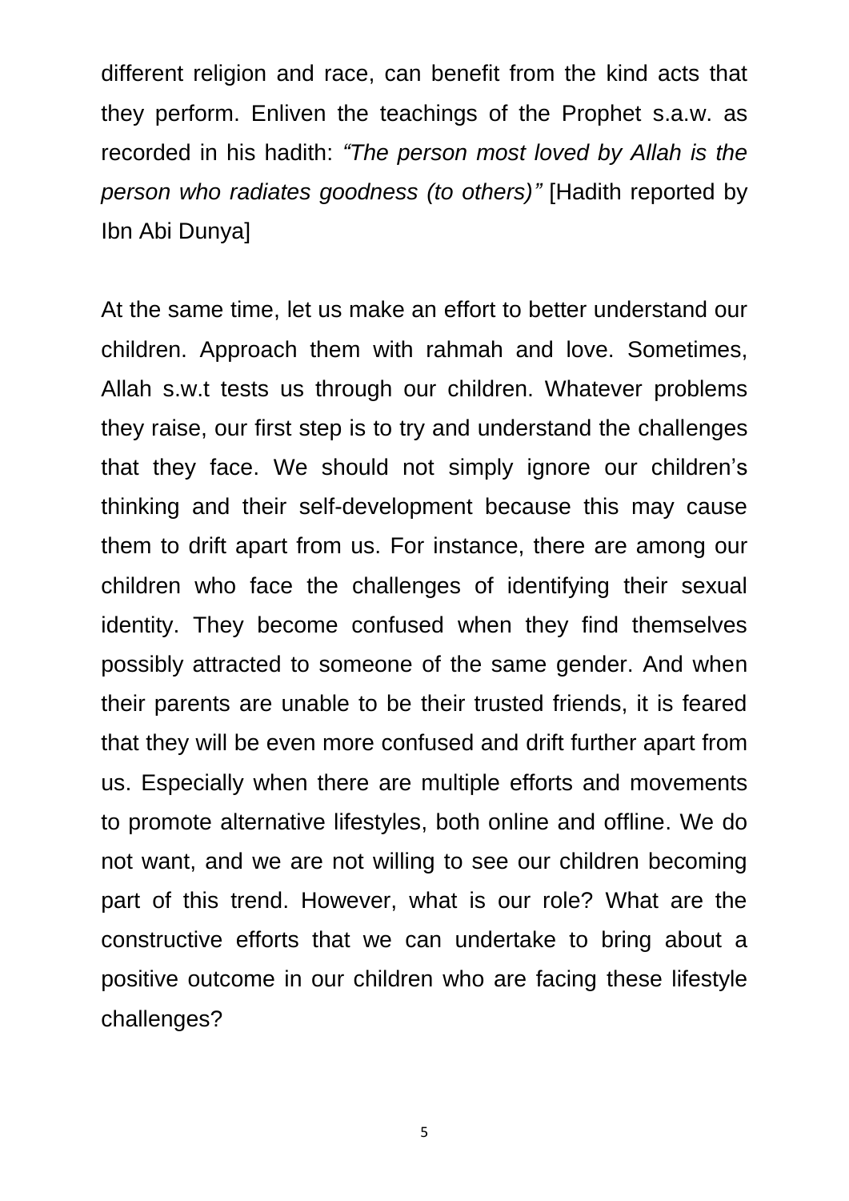different religion and race, can benefit from the kind acts that they perform. Enliven the teachings of the Prophet s.a.w. as recorded in his hadith: *"The person most loved by Allah is the person who radiates goodness (to others)"* [Hadith reported by Ibn Abi Dunya]

At the same time, let us make an effort to better understand our children. Approach them with rahmah and love. Sometimes, Allah s.w.t tests us through our children. Whatever problems they raise, our first step is to try and understand the challenges that they face. We should not simply ignore our children's thinking and their self-development because this may cause them to drift apart from us. For instance, there are among our children who face the challenges of identifying their sexual identity. They become confused when they find themselves possibly attracted to someone of the same gender. And when their parents are unable to be their trusted friends, it is feared that they will be even more confused and drift further apart from us. Especially when there are multiple efforts and movements to promote alternative lifestyles, both online and offline. We do not want, and we are not willing to see our children becoming part of this trend. However, what is our role? What are the constructive efforts that we can undertake to bring about a positive outcome in our children who are facing these lifestyle challenges?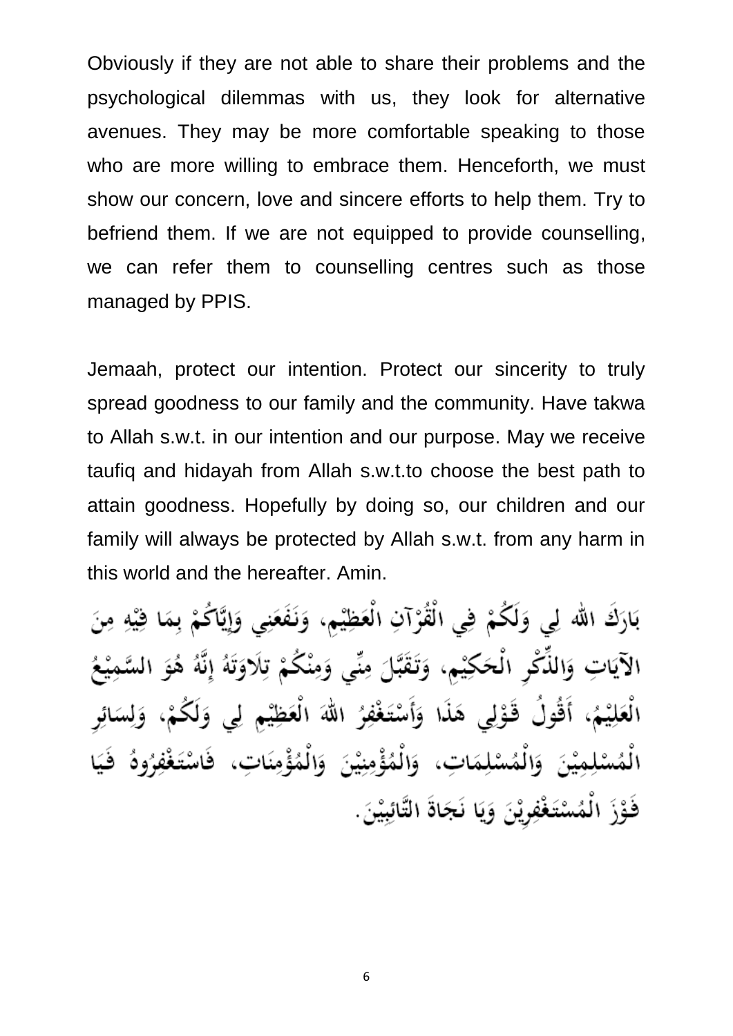Obviously if they are not able to share their problems and the psychological dilemmas with us, they look for alternative avenues. They may be more comfortable speaking to those who are more willing to embrace them. Henceforth, we must show our concern, love and sincere efforts to help them. Try to befriend them. If we are not equipped to provide counselling, we can refer them to counselling centres such as those managed by PPIS.

Jemaah, protect our intention. Protect our sincerity to truly spread goodness to our family and the community. Have takwa to Allah s.w.t. in our intention and our purpose. May we receive taufiq and hidayah from Allah s.w.t.to choose the best path to attain goodness. Hopefully by doing so, our children and our family will always be protected by Allah s.w.t. from any harm in this world and the hereafter. Amin.

بَارَكَ اللهُ لِي وَلَكُمْ فِي الْقُرْآنِ الْعَظِيْمِ، وَنَفَعَنِي وَإِيَّاكُمْ بِمَا فِيْهِ مِنَ الآيَاتِ وَالذِّكْرِ الْحَكِيْمِ، وَتَقَبَّلَ مِنِّي وَمِنْكُمْ تِلَاوَتَهُ إِنَّهُ هُوَ السَّمِيْعُ الْعَلِيْمُ، أَقُولُ قَوْلِي هَذَا وَأَسْتَغْفِرُ اللهَ الْعَظِيْمَ لِي وَلَكُمْ، وَلِسَائِرِ الْمُسْلِمِيْنَ وَالْمُسْلِمَاتِ، وَالْمُؤْمِنِيْنَ وَالْمُؤْمِنَاتِ، فَاسْتَغْفِرُوهُ فَيَا فَوْزَ الْمُسْتَغْفِرِيْنَ وَيَا نَجَاةَ التَّائِبِيْنَ.